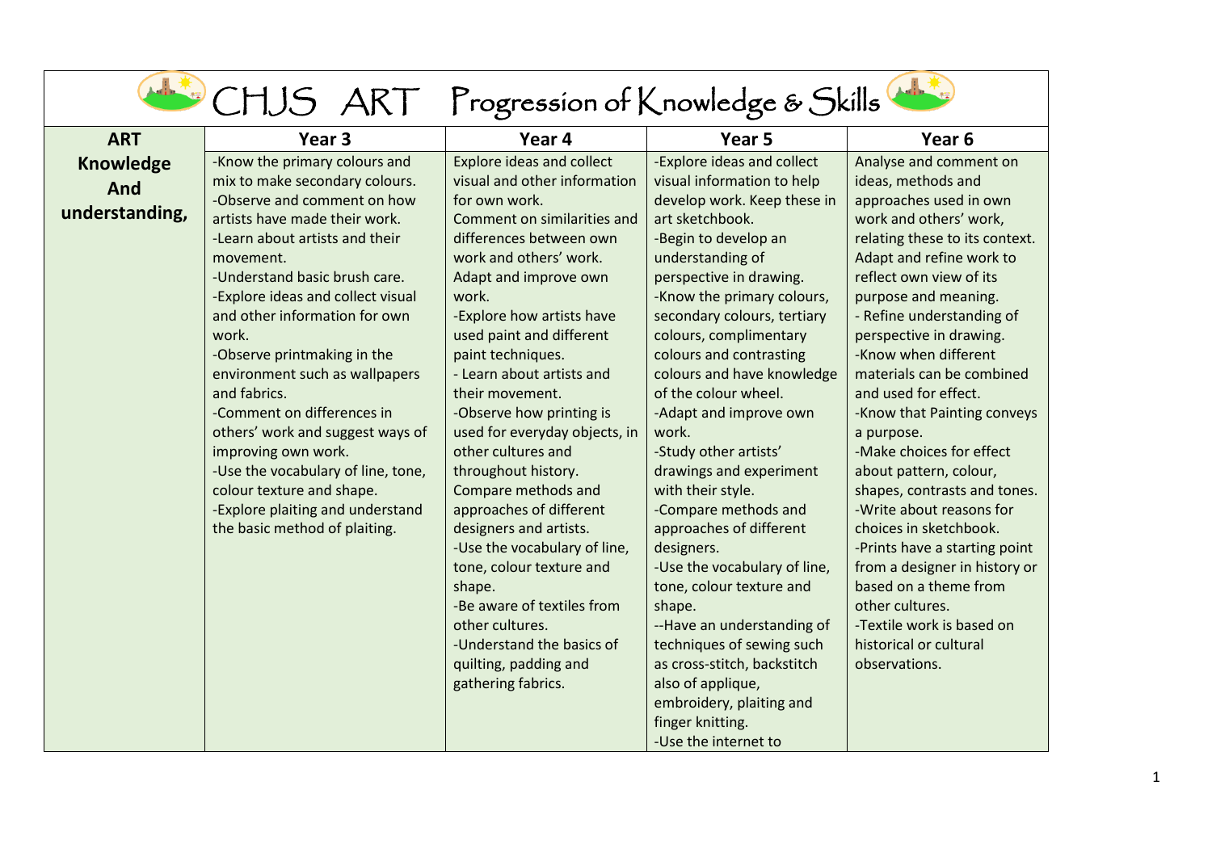# CHJS ART Progression of Knowledge & Skills

| ART | Year 3 | Year 4 | Year 5 | Year 6 |
|---|---|---|---|---|
| **Knowledge And understanding,** | -Know the primary colours and mix to make secondary colours.<br>-Observe and comment on how artists have made their work.<br>-Learn about artists and their movement.<br>-Understand basic brush care.<br>-Explore ideas and collect visual and other information for own work.<br>-Observe printmaking in the environment such as wallpapers and fabrics.<br>-Comment on differences in others' work and suggest ways of improving own work.<br>-Use the vocabulary of line, tone, colour texture and shape.<br>-Explore plaiting and understand the basic method of plaiting. | Explore ideas and collect visual and other information for own work.<br>Comment on similarities and differences between own work and others' work.<br>Adapt and improve own work.<br>-Explore how artists have used paint and different paint techniques.<br>- Learn about artists and their movement.<br>-Observe how printing is used for everyday objects, in other cultures and throughout history.<br>Compare methods and approaches of different designers and artists.<br>-Use the vocabulary of line, tone, colour texture and shape.<br>-Be aware of textiles from other cultures.<br>-Understand the basics of quilting, padding and gathering fabrics. | -Explore ideas and collect visual information to help develop work. Keep these in art sketchbook.<br>-Begin to develop an understanding of perspective in drawing.<br>-Know the primary colours, secondary colours, tertiary colours, complimentary colours and contrasting colours and have knowledge of the colour wheel.<br>-Adapt and improve own work.<br>-Study other artists' drawings and experiment with their style.<br>-Compare methods and approaches of different designers.<br>-Use the vocabulary of line, tone, colour texture and shape.<br>--Have an understanding of techniques of sewing such as cross-stitch, backstitch also of applique, embroidery, plaiting and finger knitting.<br>-Use the internet to | Analyse and comment on ideas, methods and approaches used in own work and others' work, relating these to its context.<br>Adapt and refine work to reflect own view of its purpose and meaning.<br>- Refine understanding of perspective in drawing.<br>-Know when different materials can be combined and used for effect.<br>-Know that Painting conveys a purpose.<br>-Make choices for effect about pattern, colour, shapes, contrasts and tones.<br>-Write about reasons for choices in sketchbook.<br>-Prints have a starting point from a designer in history or based on a theme from other cultures.<br>-Textile work is based on historical or cultural observations. |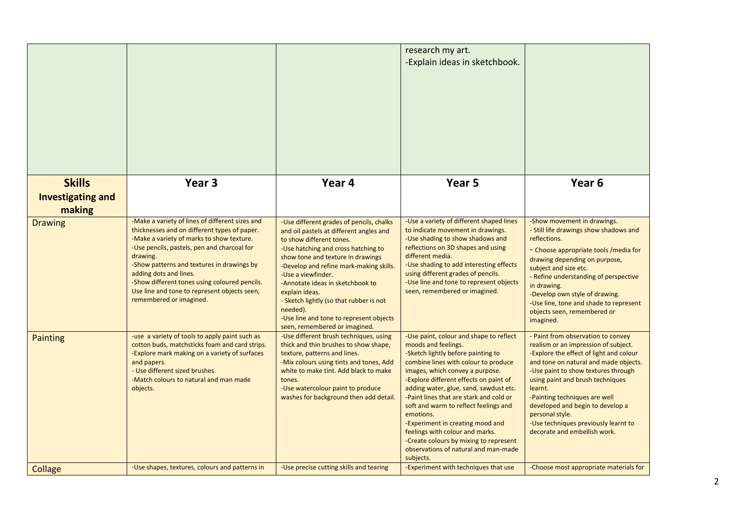| | | | | |
|---|---|---|---|---|
| | | | research my art.<br>-Explain ideas in sketchbook. | |
| **Skills**<br>**Investigating and making** | **Year 3** | **Year 4** | **Year 5** | **Year 6** |
| Drawing | -Make a variety of lines of different sizes and thicknesses and on different types of paper.<br>-Make a variety of marks to show texture.<br>-Use pencils, pastels, pen and charcoal for drawing.<br>-Show patterns and textures in drawings by adding dots and lines.<br>-Show different tones using coloured pencils. Use line and tone to represent objects seen, remembered or imagined. | -Use different grades of pencils, chalks and oil pastels at different angles and to show different tones.<br>-Use hatching and cross hatching to show tone and texture in drawings<br>-Develop and refine mark-making skills.<br>-Use a viewfinder.<br>-Annotate ideas in sketchbook to explain ideas.<br>- Sketch lightly (so that rubber is not needed).<br>-Use line and tone to represent objects seen, remembered or imagined. | -Use a variety of different shaped lines to indicate movement in drawings.<br>-Use shading to show shadows and reflections on 3D shapes and using different media.<br>-Use shading to add interesting effects using different grades of pencils.<br>-Use line and tone to represent objects seen, remembered or imagined. | -Show movement in drawings.<br>- Still life drawings show shadows and reflections.<br>- Choose appropriate tools /media for drawing depending on purpose, subject and size etc.<br>- Refine understanding of perspective in drawing.<br>-Develop own style of drawing.<br>-Use line, tone and shade to represent objects seen, remembered or imagined. |
| Painting | -use a variety of tools to apply paint such as cotton buds, matchsticks foam and card strips.<br>-Explore mark making on a variety of surfaces and papers.<br>- Use different sized brushes.<br>-Match colours to natural and man made objects. | -Use different brush techniques, using thick and thin brushes to show shape, texture, patterns and lines.<br>-Mix colours using tints and tones, Add white to make tint. Add black to make tones.<br>-Use watercolour paint to produce washes for background then add detail. | -Use paint, colour and shape to reflect moods and feelings.<br>-Sketch lightly before painting to combine lines with colour to produce images, which convey a purpose.<br>-Explore different effects on paint of adding water, glue, sand, sawdust etc.<br>-Paint lines that are stark and cold or soft and warm to reflect feelings and emotions.<br>-Experiment in creating mood and feelings with colour and marks.<br>-Create colours by mixing to represent observations of natural and man-made subjects. | - Paint from observation to convey realism or an impression of subject.<br>-Explore the effect of light and colour and tone on natural and made objects.<br>-Use paint to show textures through using paint and brush techniques learnt.<br>-Painting techniques are well developed and begin to develop a personal style.<br>-Use techniques previously learnt to decorate and embellish work. |
| Collage | -Use shapes, textures, colours and patterns in | -Use precise cutting skills and tearing | -Experiment with techniques that use | -Choose most appropriate materials for |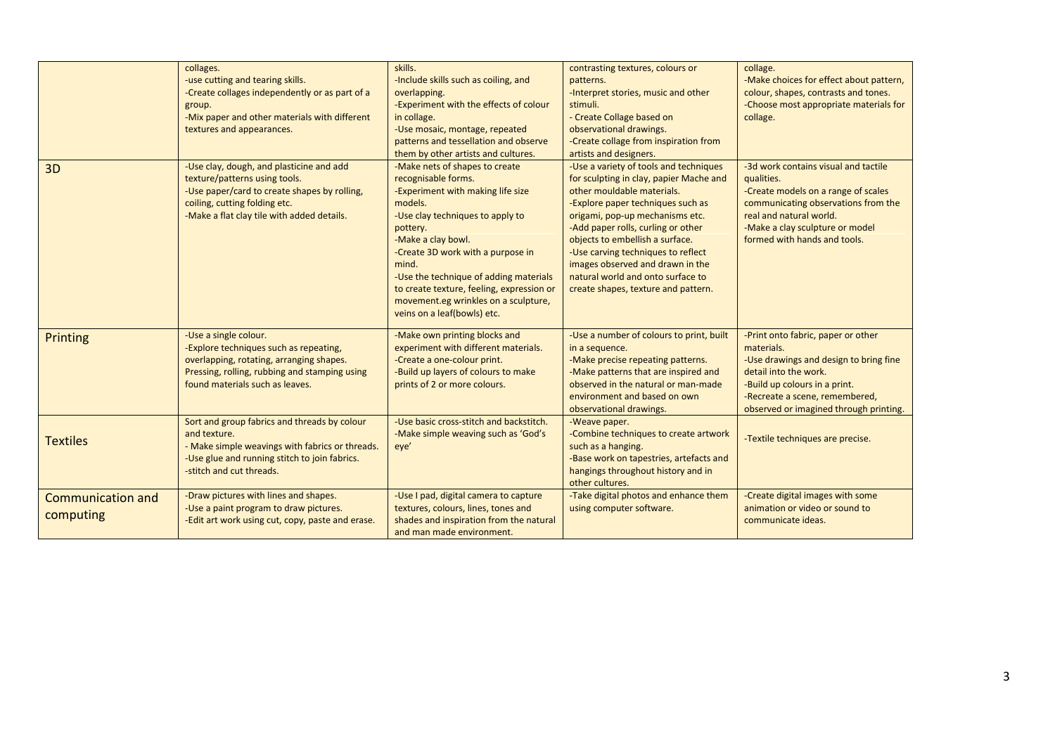| | | | | |
|---|---|---|---|---|
| | collages.<br>-use cutting and tearing skills.<br>-Create collages independently or as part of a group.<br>-Mix paper and other materials with different textures and appearances. | skills.<br>-Include skills such as coiling, and overlapping.<br>-Experiment with the effects of colour in collage.<br>-Use mosaic, montage, repeated patterns and tessellation and observe them by other artists and cultures. | contrasting textures, colours or patterns.<br>-Interpret stories, music and other stimuli.<br>- Create Collage based on observational drawings.<br>-Create collage from inspiration from artists and designers. | collage.<br>-Make choices for effect about pattern, colour, shapes, contrasts and tones.<br>-Choose most appropriate materials for collage. |
| 3D | -Use clay, dough, and plasticine and add texture/patterns using tools.<br>-Use paper/card to create shapes by rolling, coiling, cutting folding etc.<br>-Make a flat clay tile with added details. | -Make nets of shapes to create recognisable forms.<br>-Experiment with making life size models.<br>-Use clay techniques to apply to pottery.<br>-Make a clay bowl.<br>-Create 3D work with a purpose in mind.<br>-Use the technique of adding materials to create texture, feeling, expression or movement.eg wrinkles on a sculpture, veins on a leaf(bowls) etc. | -Use a variety of tools and techniques for sculpting in clay, papier Mache and other mouldable materials.<br>-Explore paper techniques such as origami, pop-up mechanisms etc.<br>-Add paper rolls, curling or other objects to embellish a surface.<br>-Use carving techniques to reflect images observed and drawn in the natural world and onto surface to create shapes, texture and pattern. | -3d work contains visual and tactile qualities.<br>-Create models on a range of scales communicating observations from the real and natural world.<br>-Make a clay sculpture or model formed with hands and tools. |
| Printing | -Use a single colour.<br>-Explore techniques such as repeating, overlapping, rotating, arranging shapes. Pressing, rolling, rubbing and stamping using found materials such as leaves. | -Make own printing blocks and experiment with different materials.<br>-Create a one-colour print.<br>-Build up layers of colours to make prints of 2 or more colours. | -Use a number of colours to print, built in a sequence.<br>-Make precise repeating patterns.<br>-Make patterns that are inspired and observed in the natural or man-made environment and based on own observational drawings. | -Print onto fabric, paper or other materials.<br>-Use drawings and design to bring fine detail into the work.<br>-Build up colours in a print.<br>-Recreate a scene, remembered, observed or imagined through printing. |
| Textiles | Sort and group fabrics and threads by colour and texture.<br>- Make simple weavings with fabrics or threads.<br>-Use glue and running stitch to join fabrics.<br>-stitch and cut threads. | -Use basic cross-stitch and backstitch.<br>-Make simple weaving such as 'God's eye' | -Weave paper.<br>-Combine techniques to create artwork such as a hanging.<br>-Base work on tapestries, artefacts and hangings throughout history and in other cultures. | -Textile techniques are precise. |
| Communication and computing | -Draw pictures with lines and shapes.<br>-Use a paint program to draw pictures.<br>-Edit art work using cut, copy, paste and erase. | -Use I pad, digital camera to capture textures, colours, lines, tones and shades and inspiration from the natural and man made environment. | -Take digital photos and enhance them using computer software. | -Create digital images with some animation or video or sound to communicate ideas. |